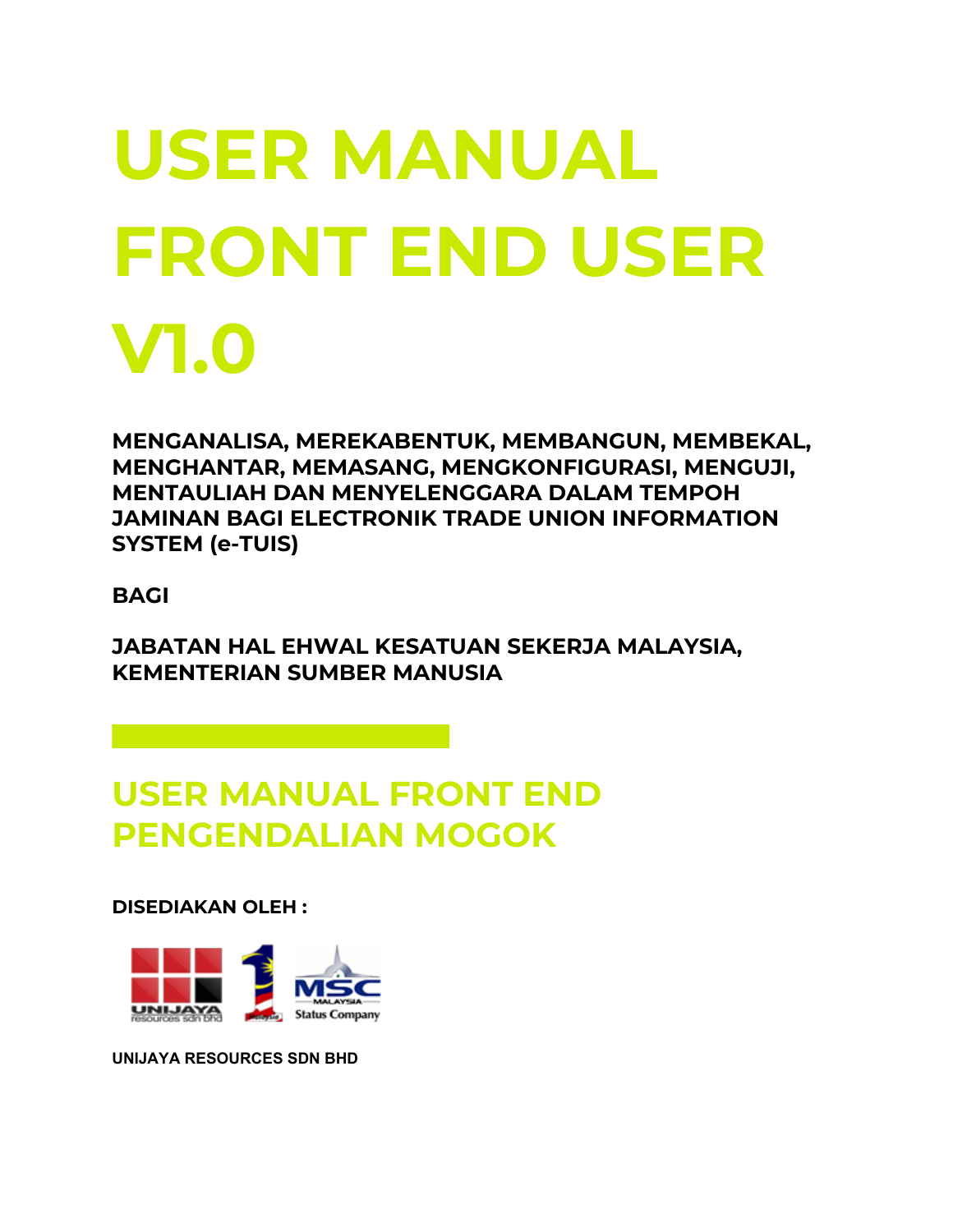# USER MANUAL FRONT END USER V1.0

**MENGANALISA, MEREKABENTUK, MEMBANGUN, MEMBEKAL, MENGHANTAR, MEMASANG, MENGKONFIGURASI, MENGUJI, MENTAULIAH DAN MENYELENGGARA DALAM TEMPOH JAMINAN BAGI ELECTRONIK TRADE UNION INFORMATION SYSTEM (e-TUIS)**

**BAGI**

**JABATAN HAL EHWAL KESATUAN SEKERJA MALAYSIA, KEMENTERIAN SUMBER MANUSIA**

## USER MANUAL FRONT END PENGENDALIAN MOGOK

**DISEDIAKAN OLEH :**

**UNIJAYA RESOURCES SDN BHD**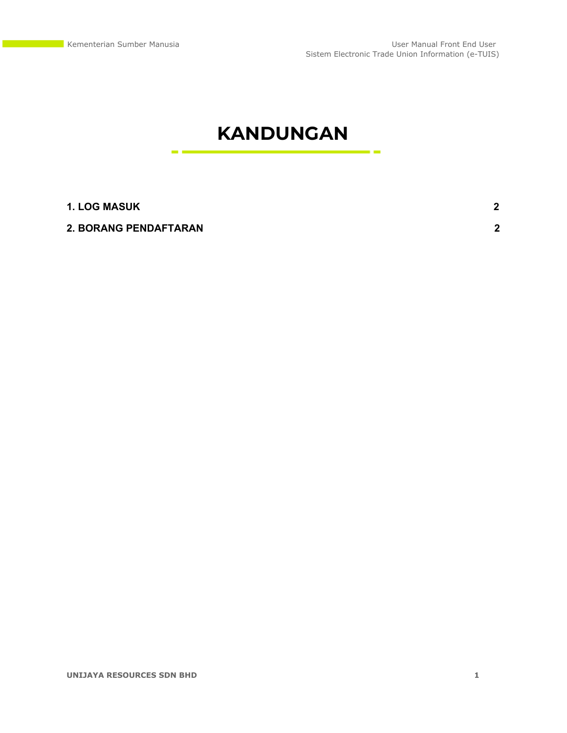# KANDUNGAN

| | |
|---|---|
| **1. LOG MASUK** | **2** |
| **2. BORANG PENDAFTARAN** | **2** |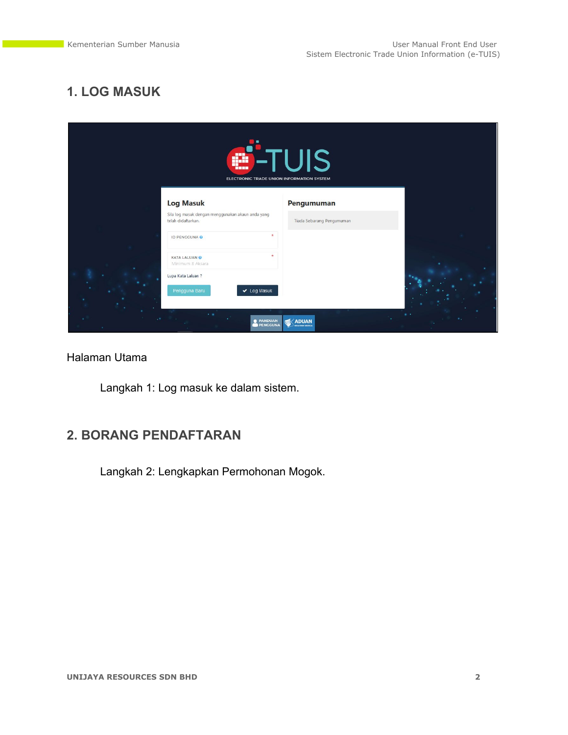## 1. LOG MASUK

Halaman Utama

Langkah 1: Log masuk ke dalam sistem.

## 2. BORANG PENDAFTARAN

Langkah 2: Lengkapkan Permohonan Mogok.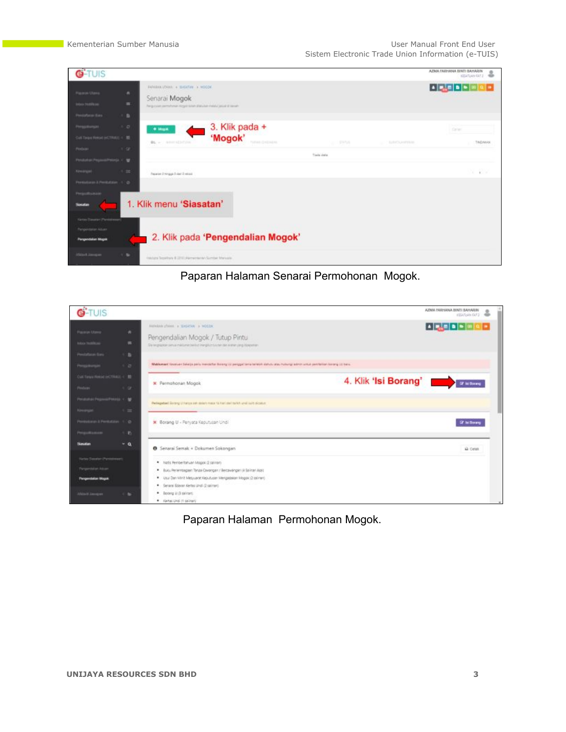Paparan Halaman Senarai Permohonan  Mogok.

Paparan Halaman  Permohonan Mogok.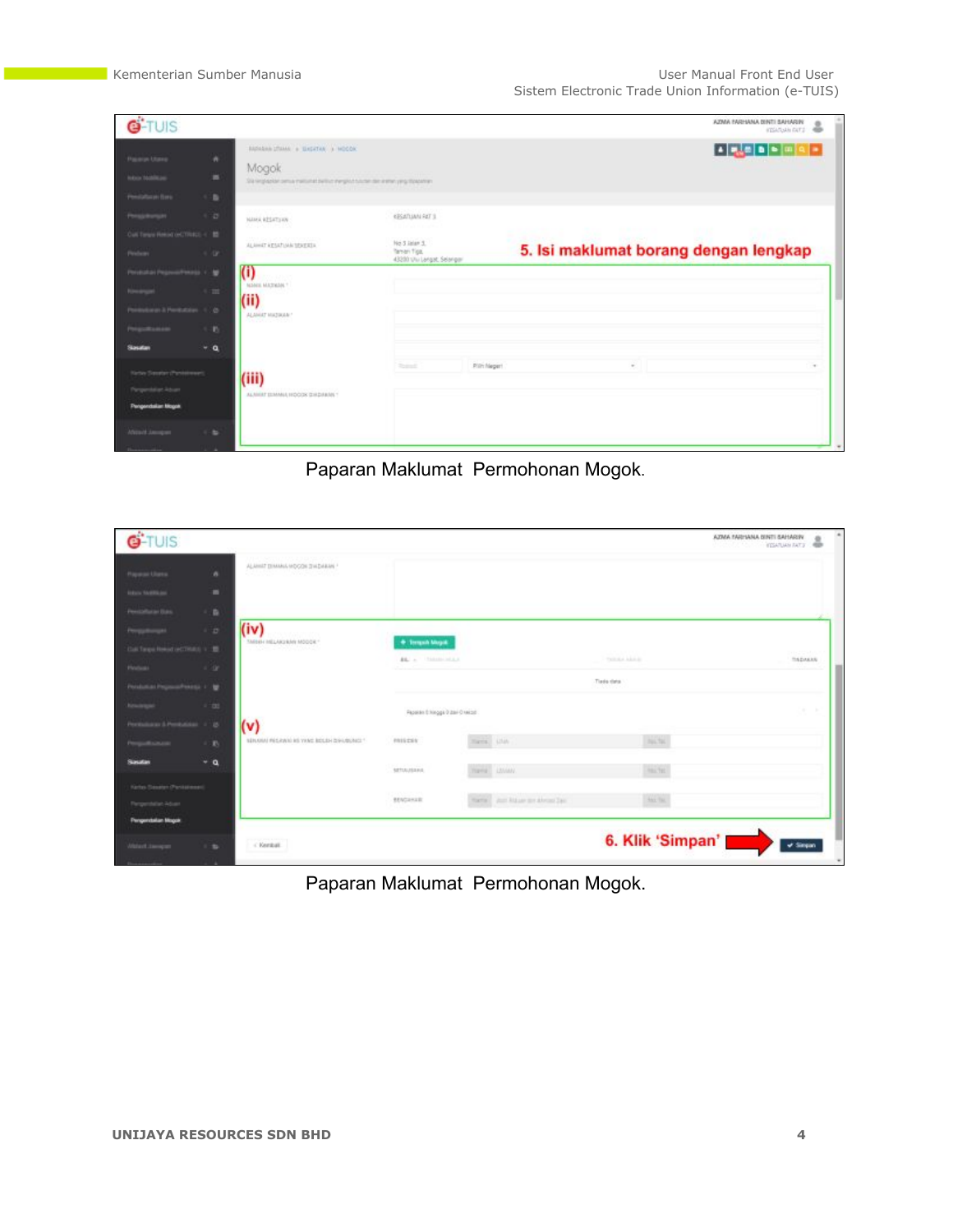Paparan Maklumat Permohonan Mogok.

Paparan Maklumat Permohonan Mogok.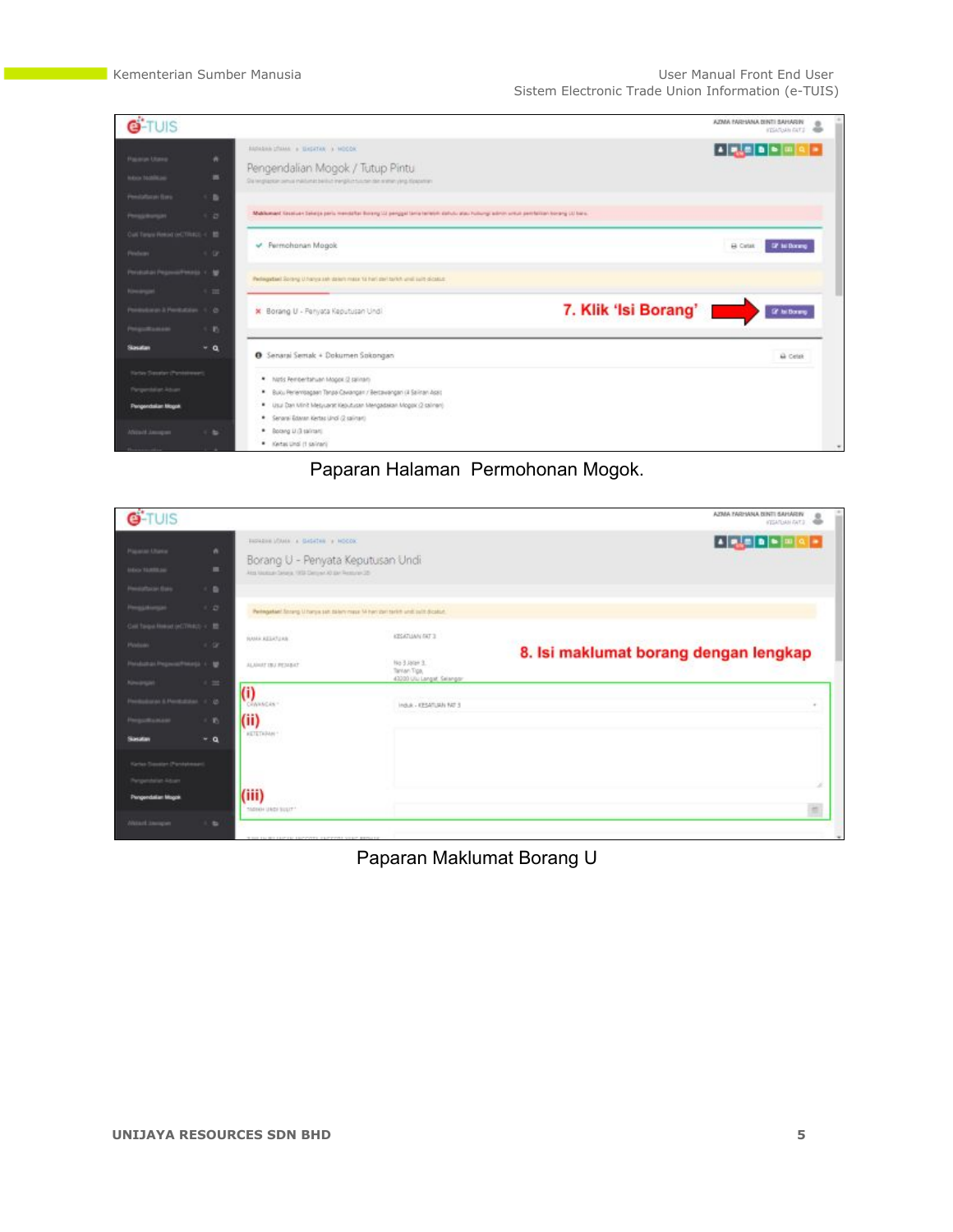Paparan Halaman  Permohonan Mogok.

Paparan Maklumat Borang U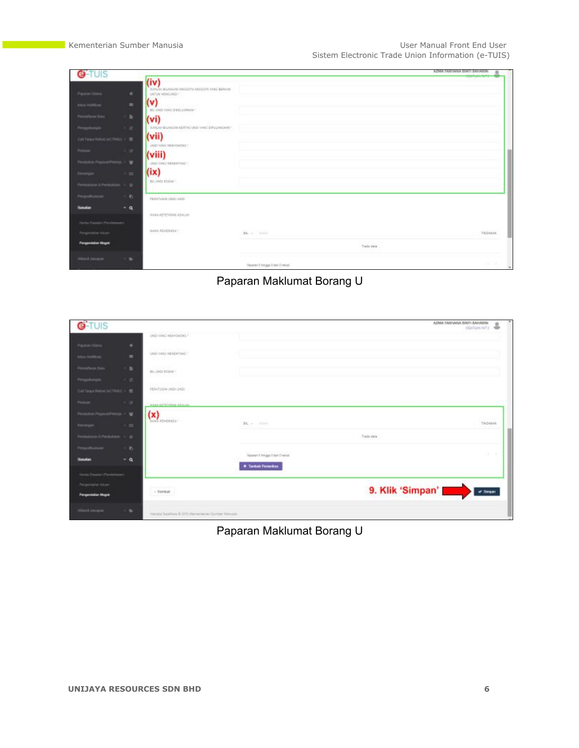Paparan Maklumat Borang U

Paparan Maklumat Borang U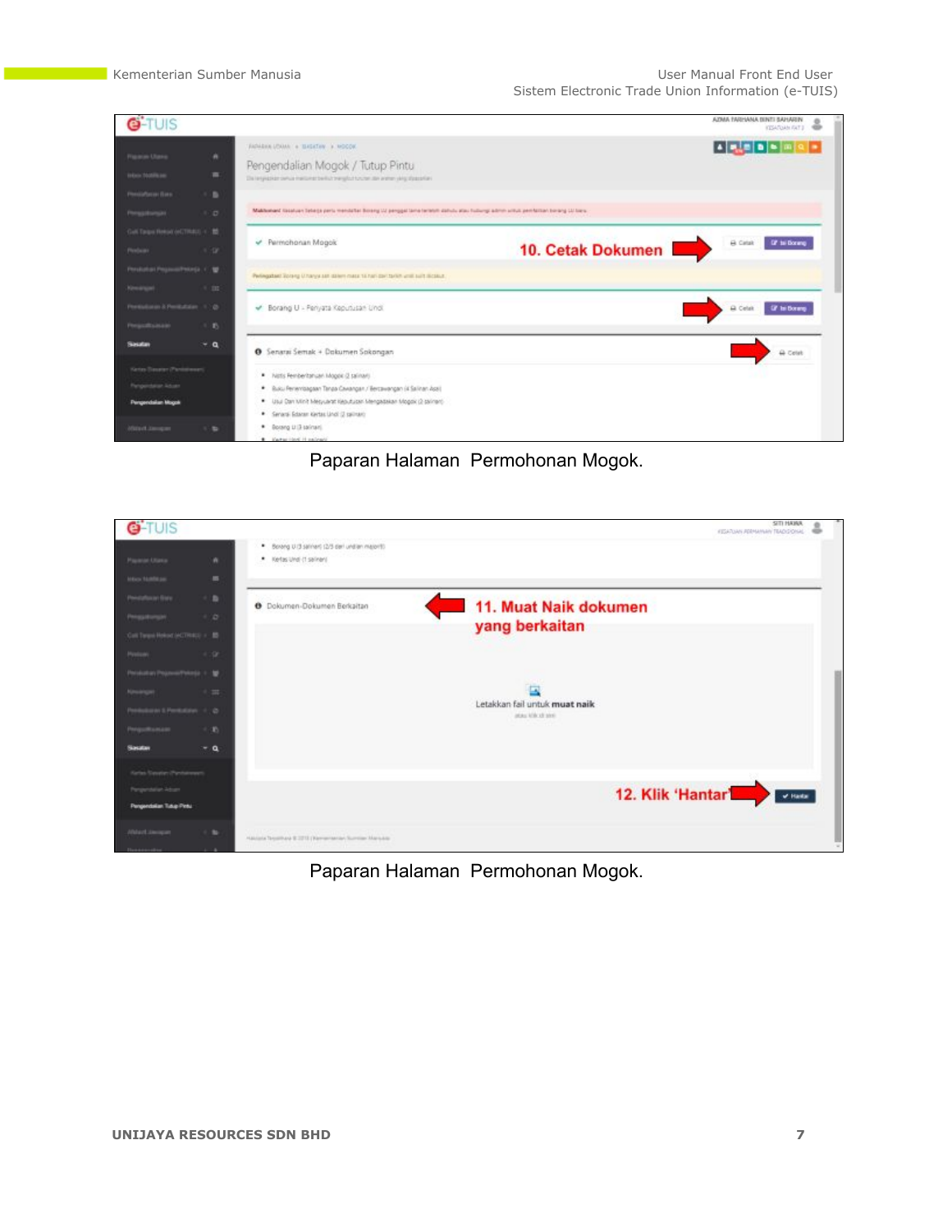Paparan Halaman  Permohonan Mogok.

Paparan Halaman  Permohonan Mogok.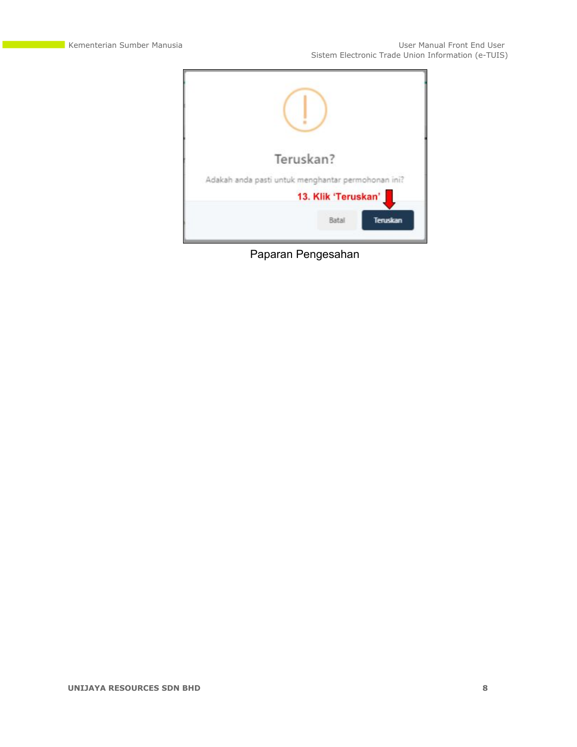Teruskan?

Adakah anda pasti untuk menghantar permohonan ini?

13. Klik 'Teruskan'

Batal Teruskan

Paparan Pengesahan